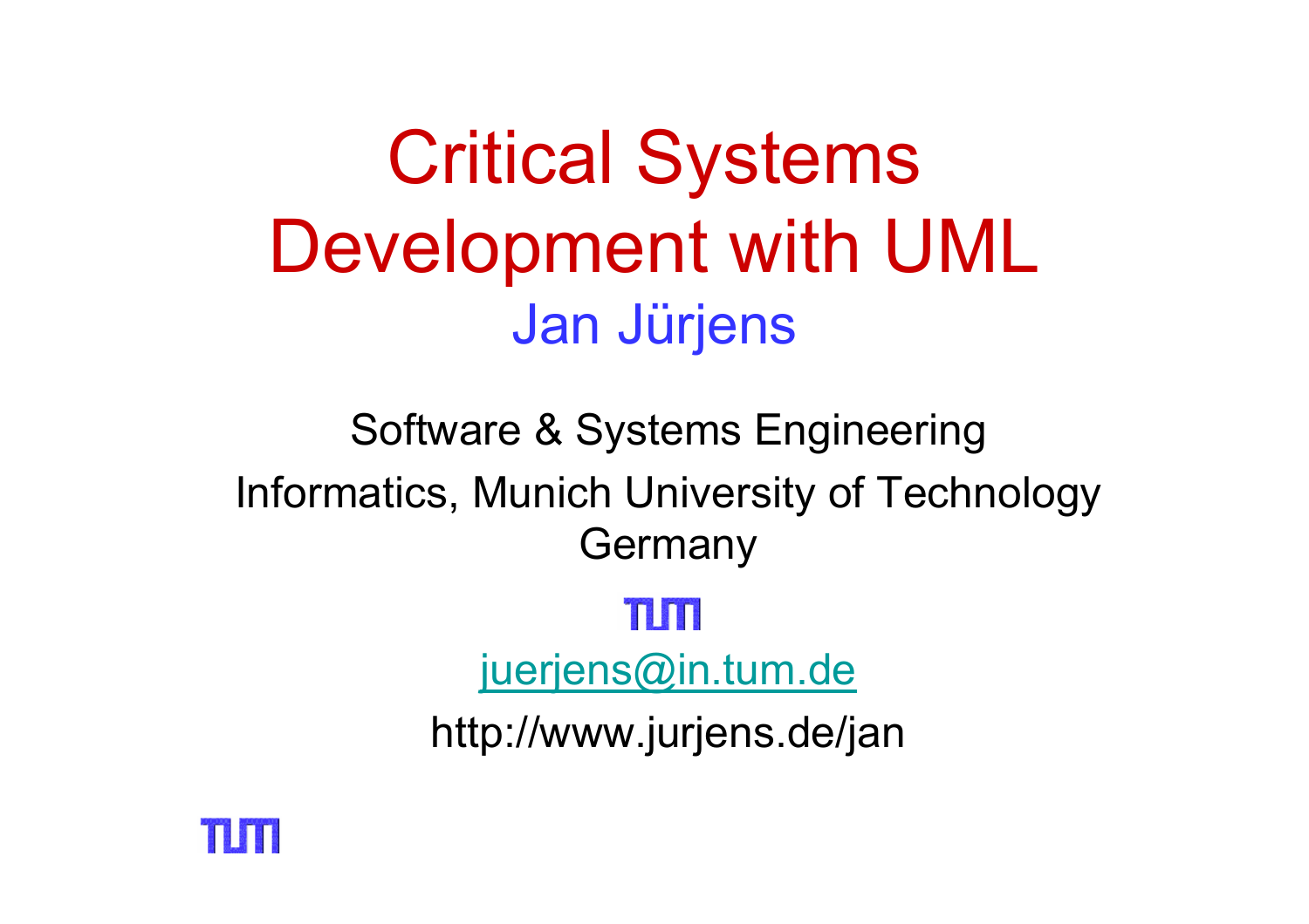# Critical Systems Development with UML

Jan Jürjens

Software & Systems Engineering

Informatics, Munich University of Technology

Germany

juerjens@in.tum.de

http://www.jurjens.de/jan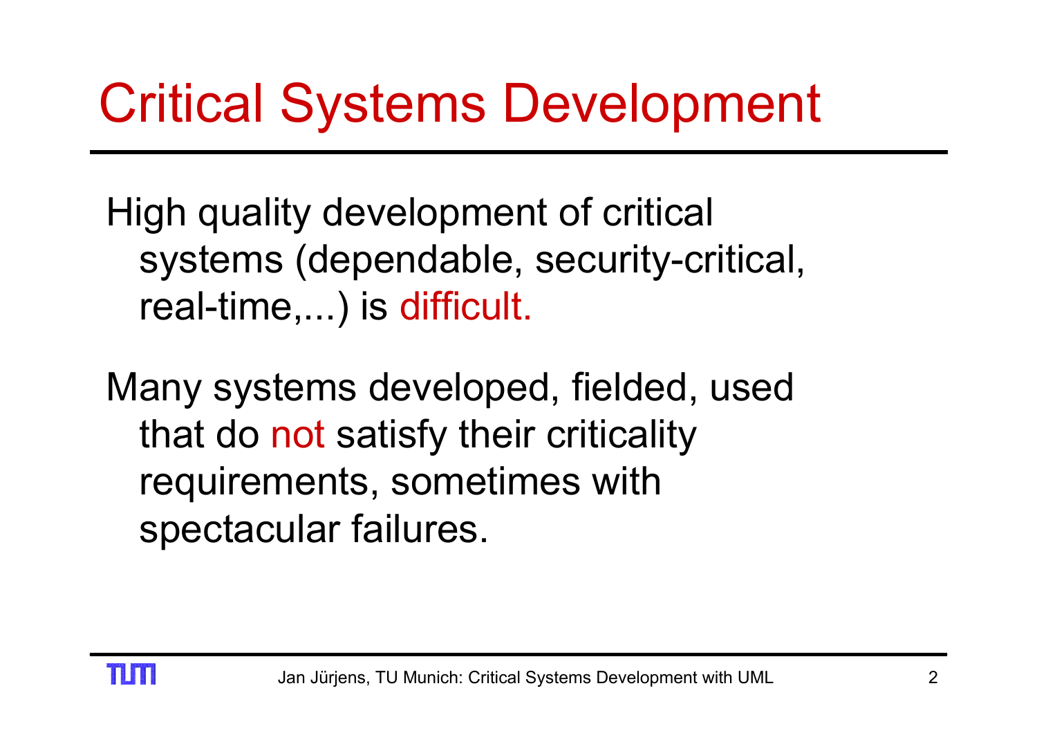# Critical Systems Development

High quality development of critical systems (dependable, security-critical, real-time,...) is difficult.

Many systems developed, fielded, used that do not satisfy their criticality requirements, sometimes with spectacular failures.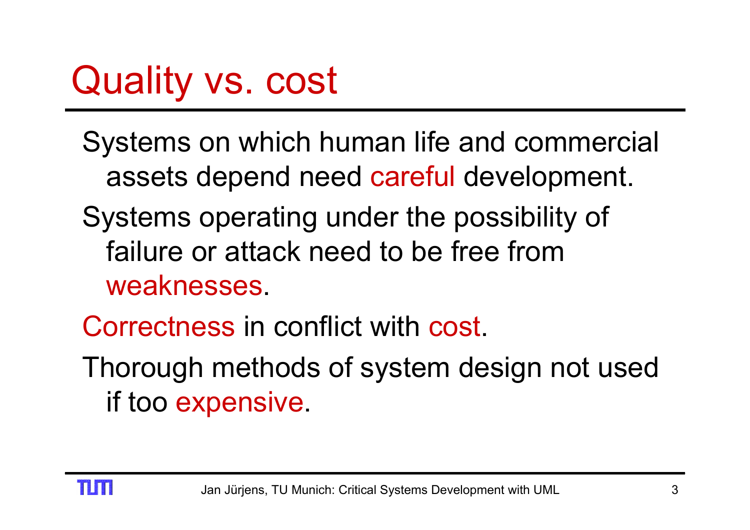# Quality vs. cost

Systems on which human life and commercial assets depend need careful development.

Systems operating under the possibility of failure or attack need to be free from weaknesses.

Correctness in conflict with cost.

Thorough methods of system design not used if too expensive.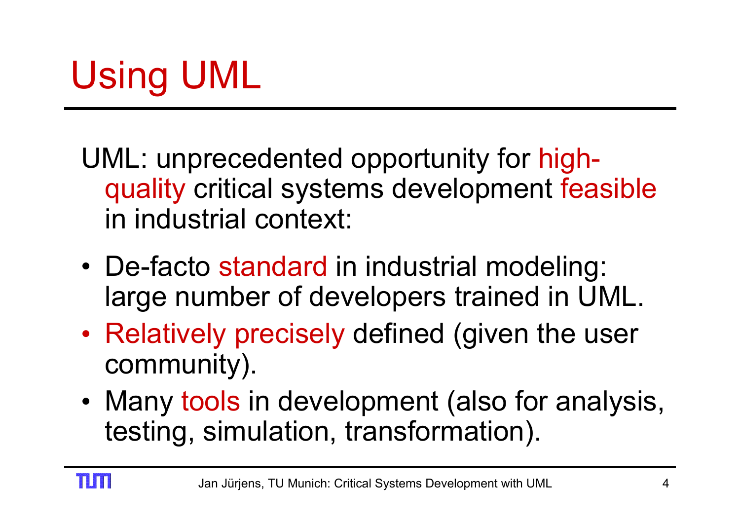# Using UML

UML: unprecedented opportunity for high-quality critical systems development feasible in industrial context:

- De-facto standard in industrial modeling: large number of developers trained in UML.
- Relatively precisely defined (given the user community).
- Many tools in development (also for analysis, testing, simulation, transformation).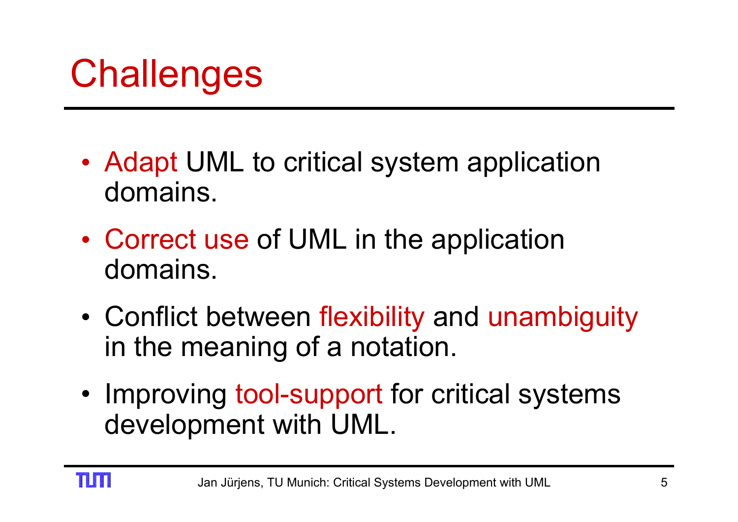# Challenges

- Adapt UML to critical system application domains.
- Correct use of UML in the application domains.
- Conflict between flexibility and unambiguity in the meaning of a notation.
- Improving tool-support for critical systems development with UML.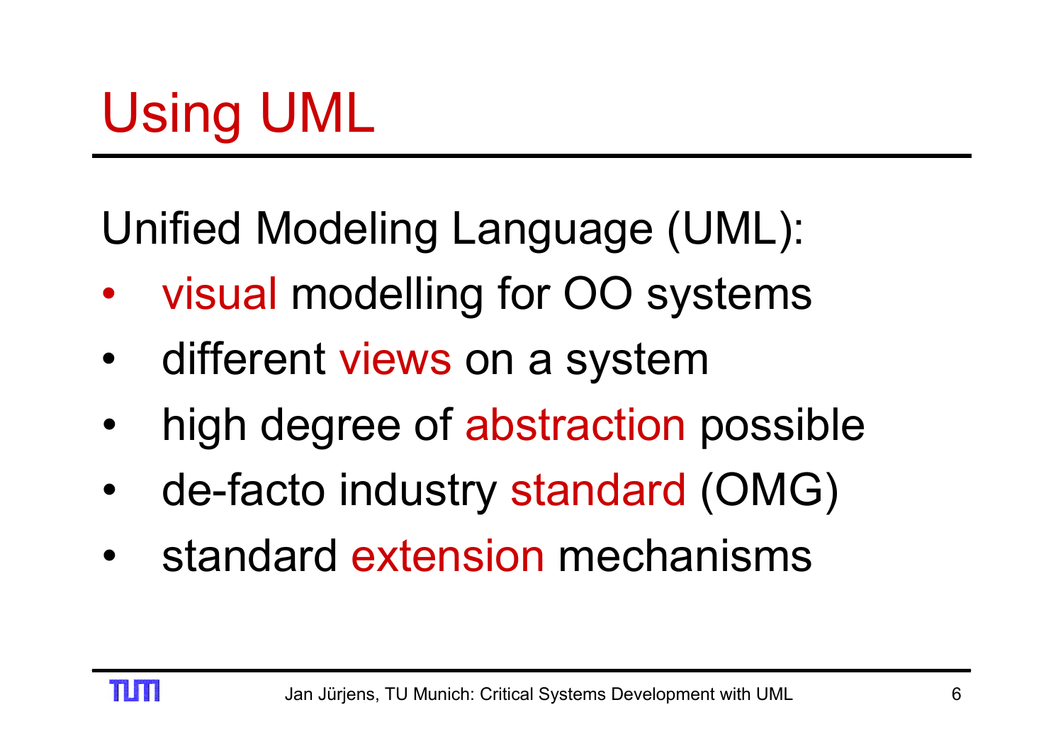# Using UML

Unified Modeling Language (UML):

- visual modelling for OO systems
- different views on a system
- high degree of abstraction possible
- de-facto industry standard (OMG)
- standard extension mechanisms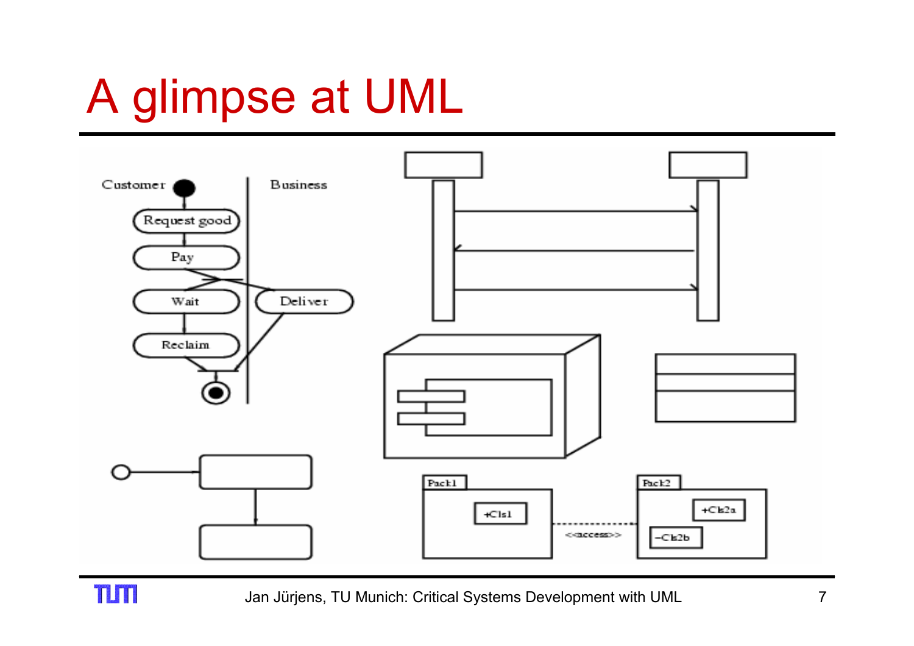# A glimpse at UML

Customer

Business

Request good

Pay

Wait

Deliver

Reclaim

Pack1

+Cls1

<<access>>

Pack2

+Cls2a

−Cls2b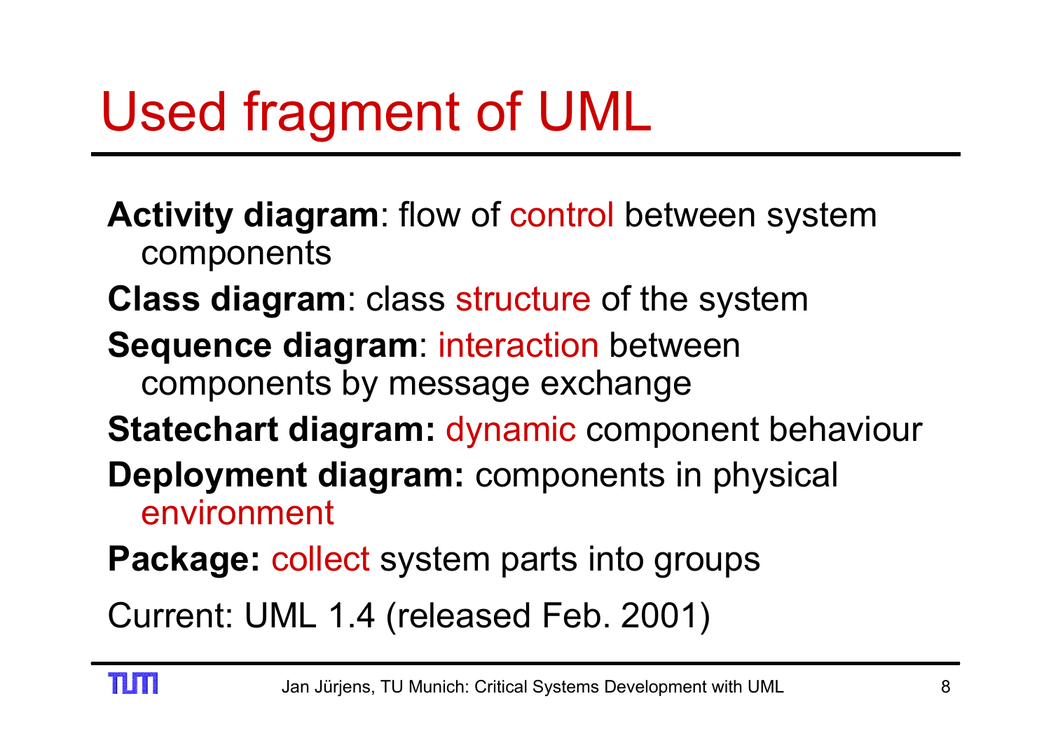# Used fragment of UML

**Activity diagram**: flow of control between system components

**Class diagram**: class structure of the system

**Sequence diagram**: interaction between components by message exchange

**Statechart diagram:** dynamic component behaviour

**Deployment diagram:** components in physical environment

**Package:** collect system parts into groups

Current: UML 1.4 (released Feb. 2001)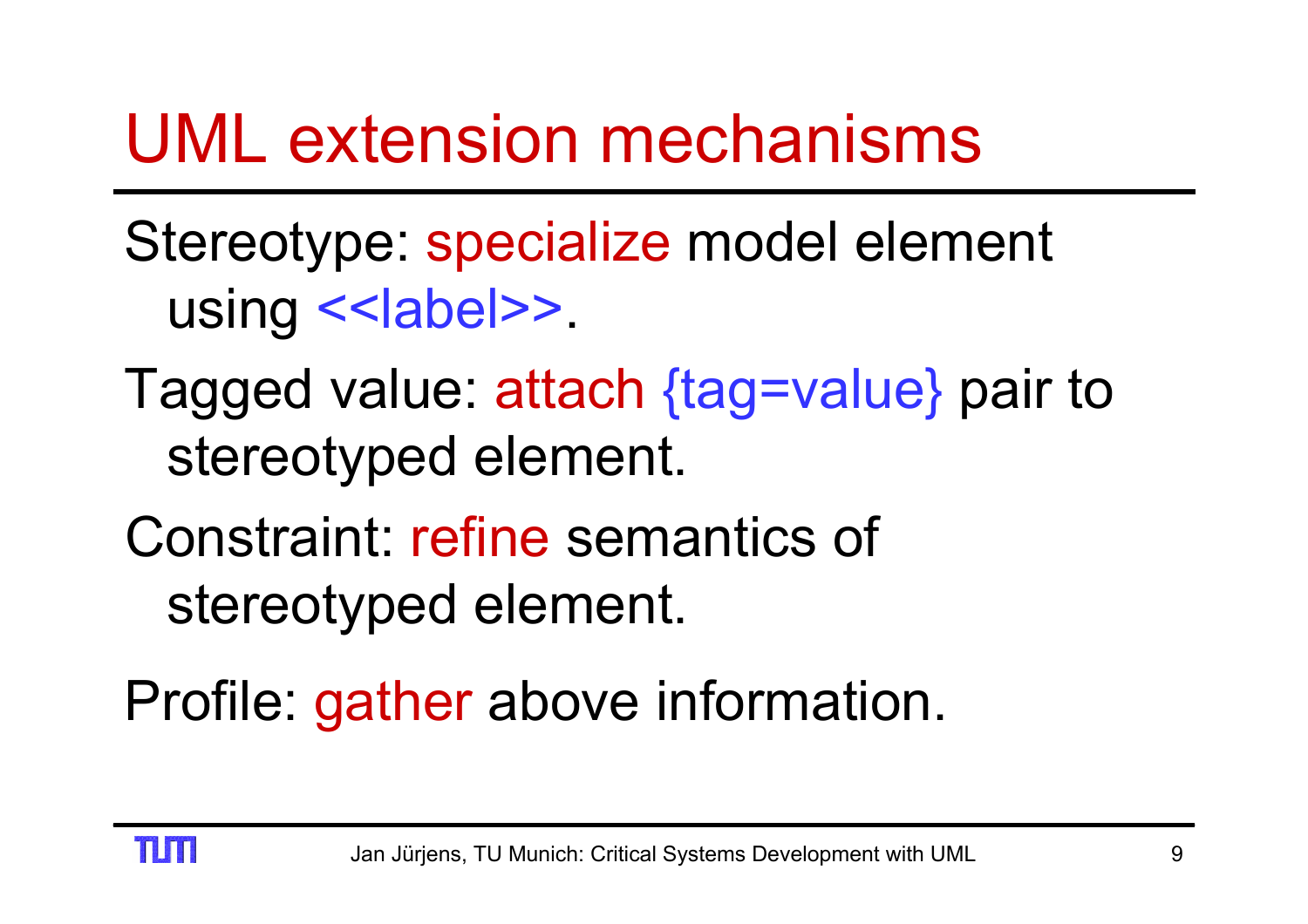# UML extension mechanisms

Stereotype: specialize model element using <<label>>.

Tagged value: attach {tag=value} pair to stereotyped element.

Constraint: refine semantics of stereotyped element.

Profile: gather above information.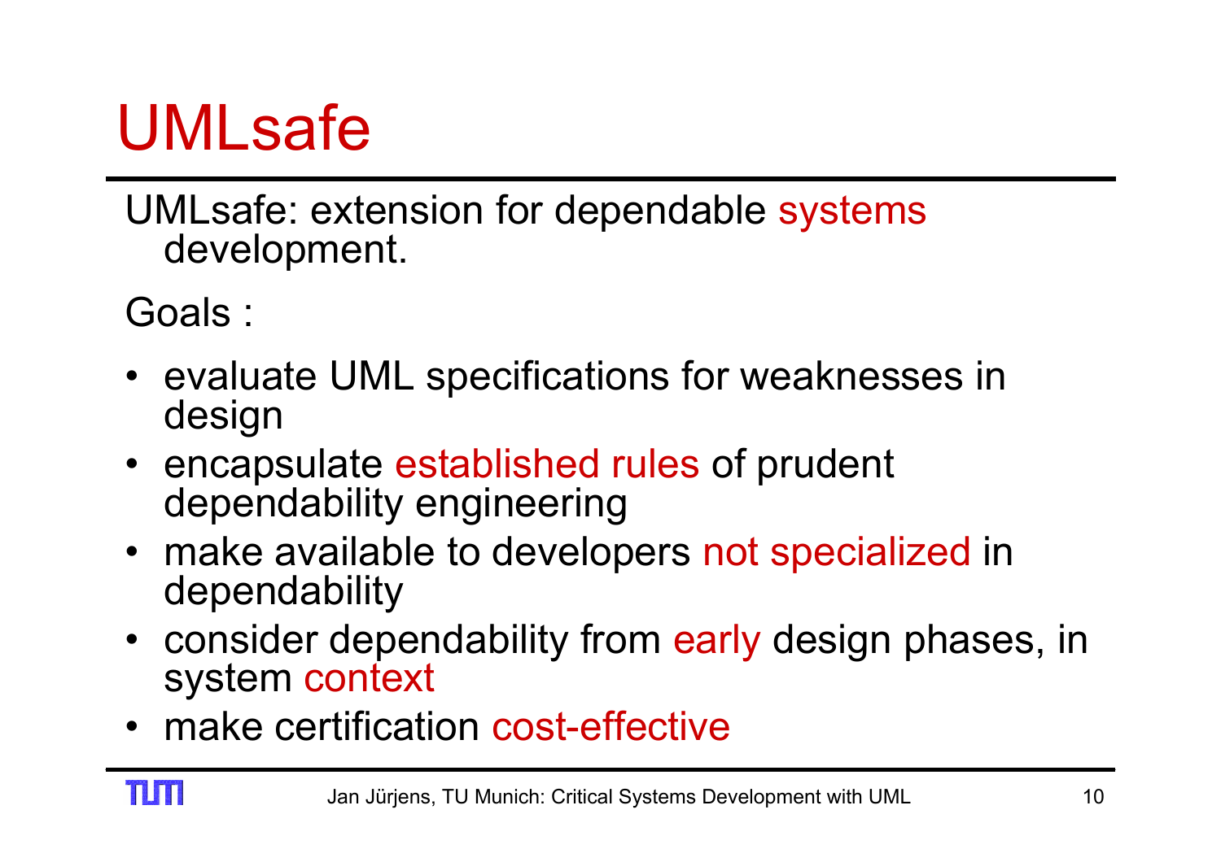# UMLsafe

UMLsafe: extension for dependable systems development.

Goals :

- evaluate UML specifications for weaknesses in design
- encapsulate established rules of prudent dependability engineering
- make available to developers not specialized in dependability
- consider dependability from early design phases, in system context
- make certification cost-effective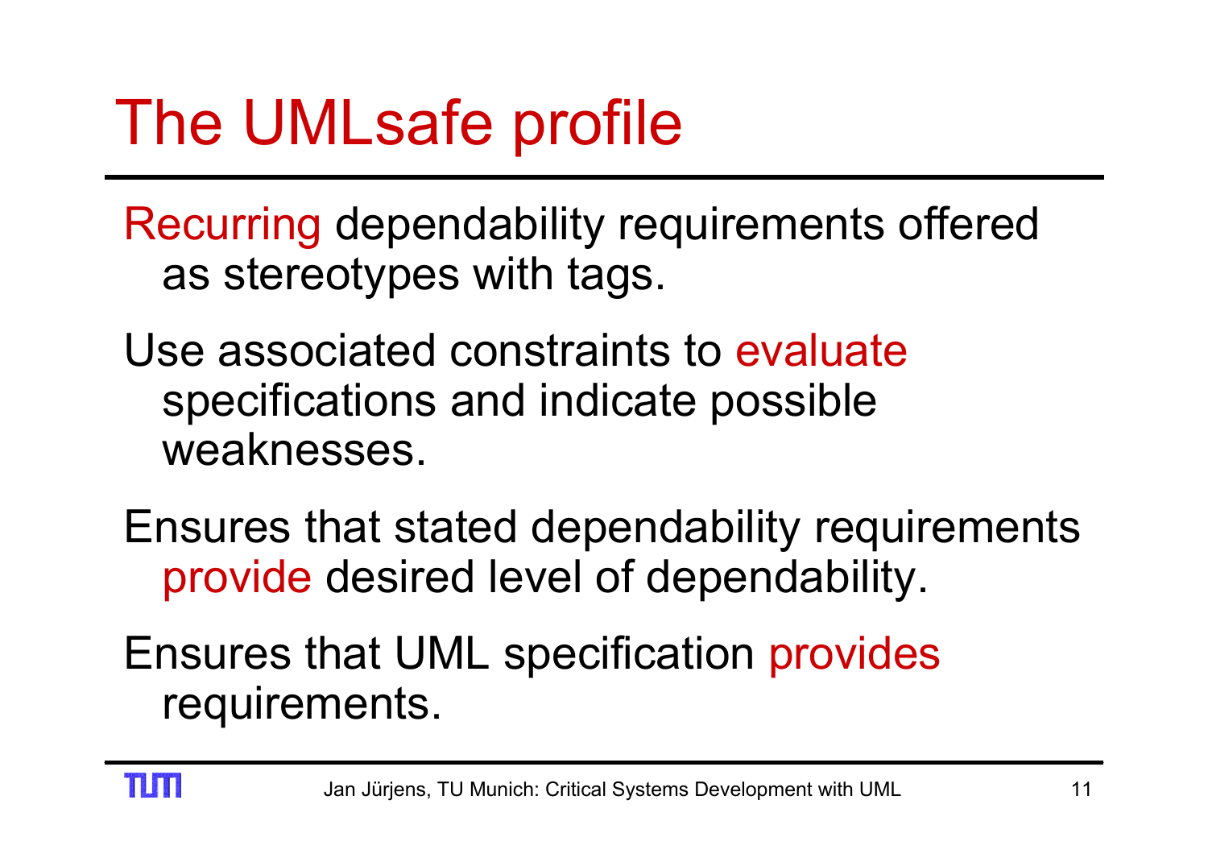# The UMLsafe profile

Recurring dependability requirements offered as stereotypes with tags.

Use associated constraints to evaluate specifications and indicate possible weaknesses.

Ensures that stated dependability requirements provide desired level of dependability.

Ensures that UML specification provides requirements.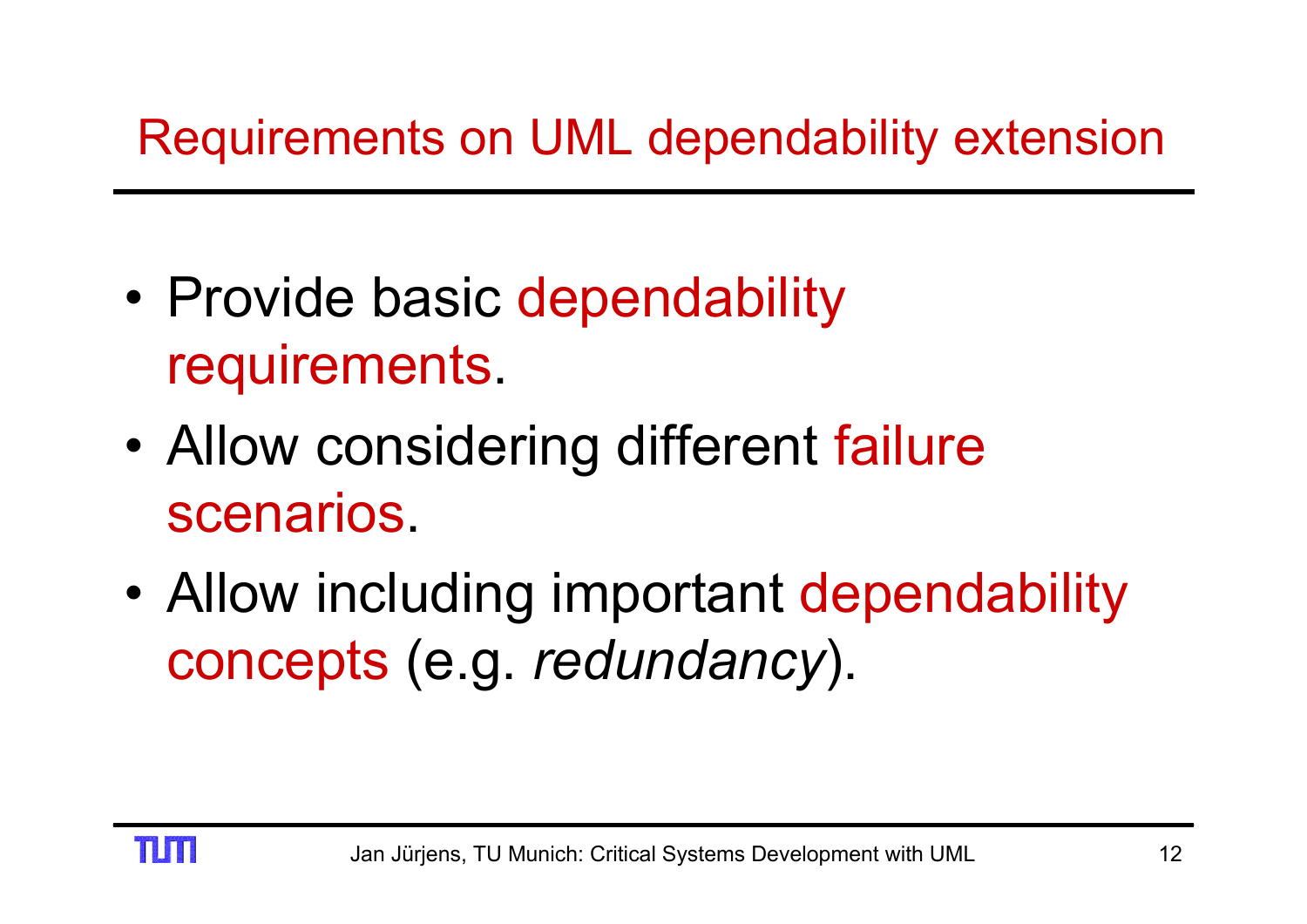# Requirements on UML dependability extension

- Provide basic dependability requirements.
- Allow considering different failure scenarios.
- Allow including important dependability concepts (e.g. *redundancy*).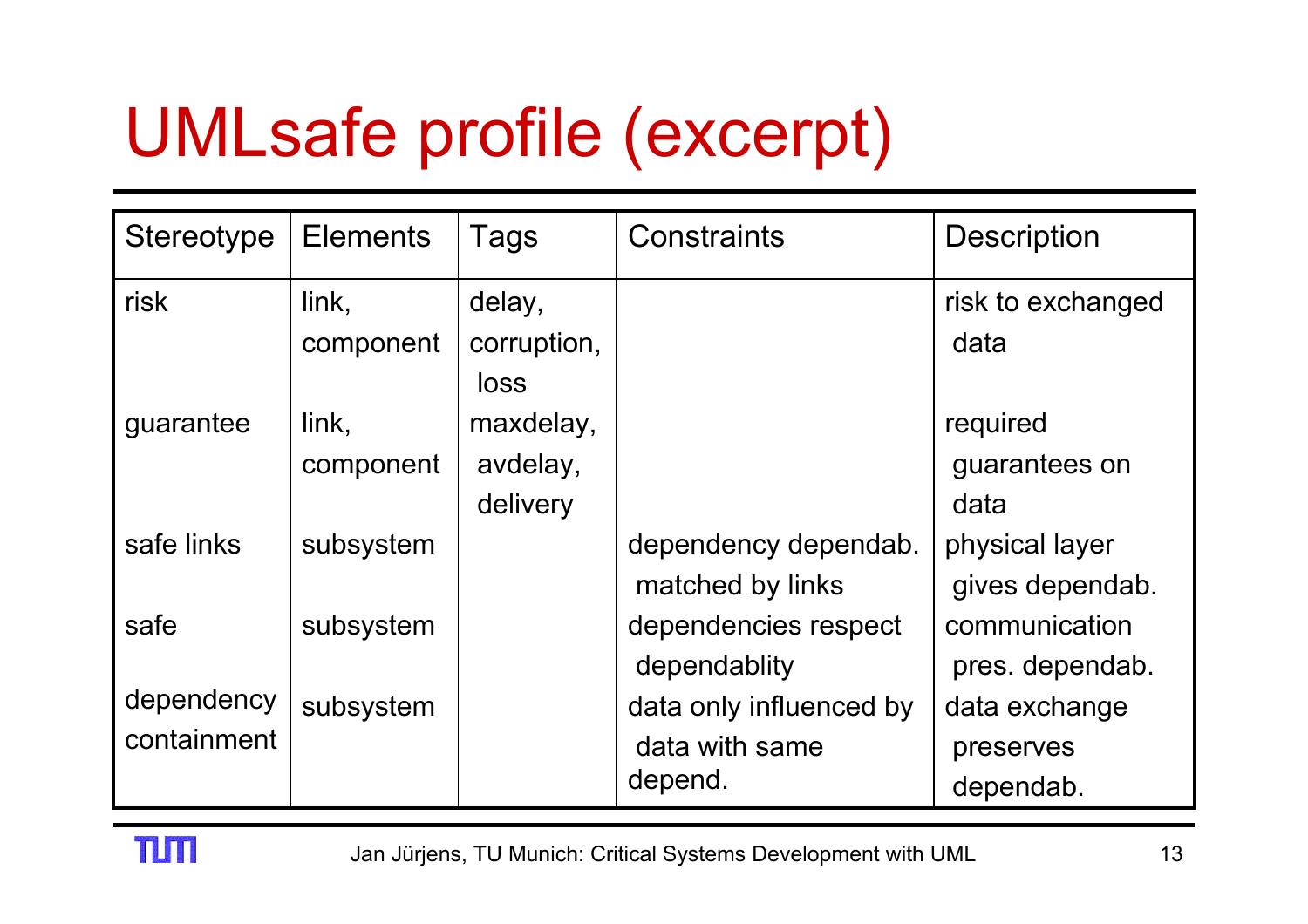# UMLsafe profile (excerpt)

| Stereotype | Elements | Tags | Constraints | Description |
|---|---|---|---|---|
| risk | link, component | delay, corruption, loss | | risk to exchanged data |
| guarantee | link, component | maxdelay, avdelay, delivery | | required guarantees on data |
| safe links | subsystem | | dependency dependab. matched by links | physical layer gives dependab. |
| safe | subsystem | | dependencies respect dependablity | communication pres. dependab. |
| dependency containment | subsystem | | data only influenced by data with same depend. | data exchange preserves dependab. |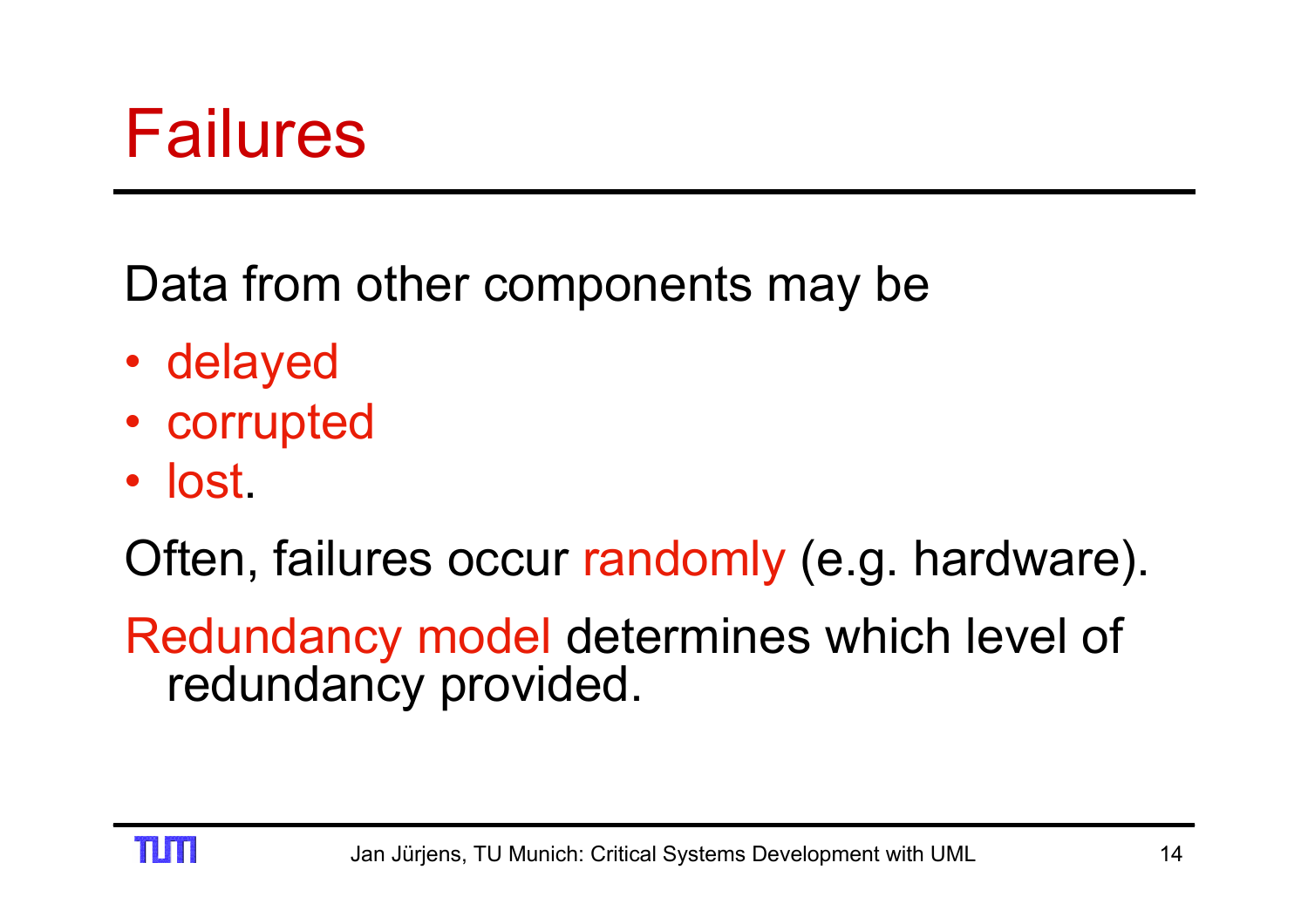# Failures

Data from other components may be

- delayed
- corrupted
- lost.

Often, failures occur randomly (e.g. hardware).

Redundancy model determines which level of redundancy provided.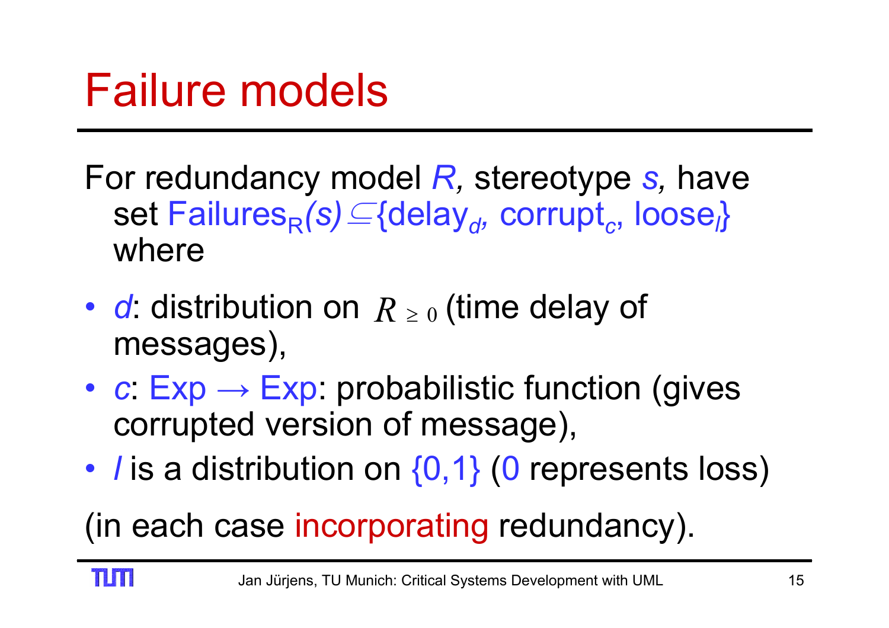# Failure models

For redundancy model *R*, stereotype *s*, have set $\text{Failures}_R(s) \subseteq \{\text{delay}_d, \text{corrupt}_c, \text{loose}_l\}$ where

- *d*: distribution on $R_{\geq 0}$ (time delay of messages),
- *c*: $\text{Exp} \rightarrow \text{Exp}$: probabilistic function (gives corrupted version of message),
- *l* is a distribution on {0,1} (0 represents loss)

(in each case incorporating redundancy).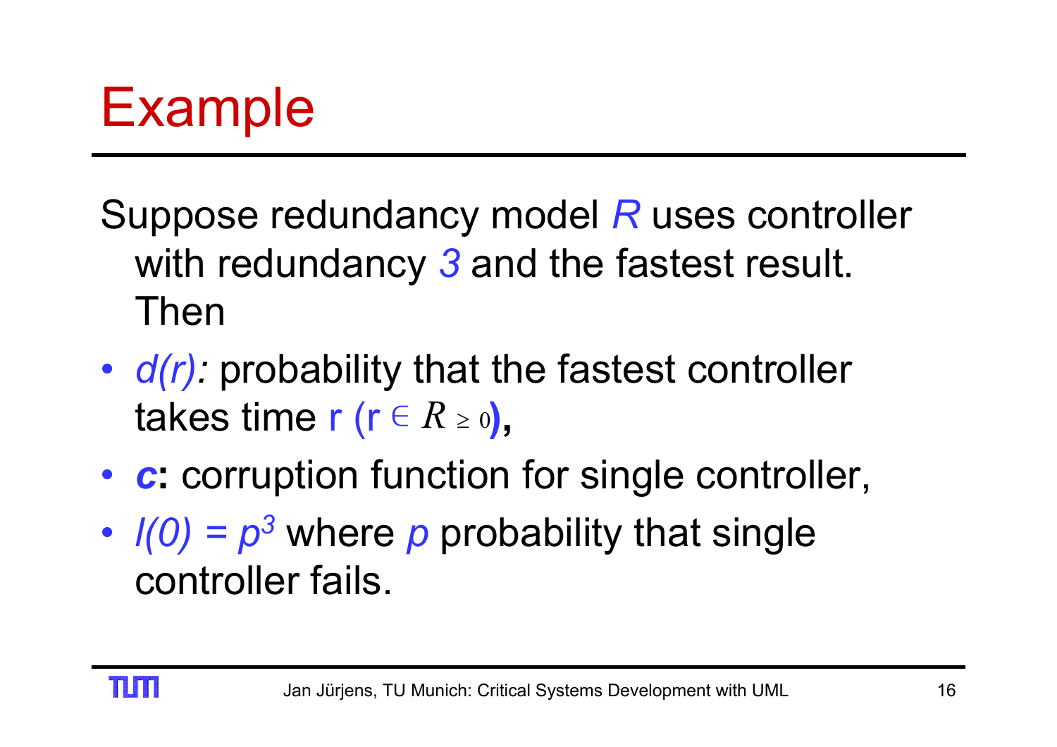# Example

Suppose redundancy model *R* uses controller with redundancy *3* and the fastest result. Then

- *d(r):* probability that the fastest controller takes time r ($r \in R_{\geq 0}$),
- ***c*:** corruption function for single controller,
- $l(0) = p^3$ where *p* probability that single controller fails.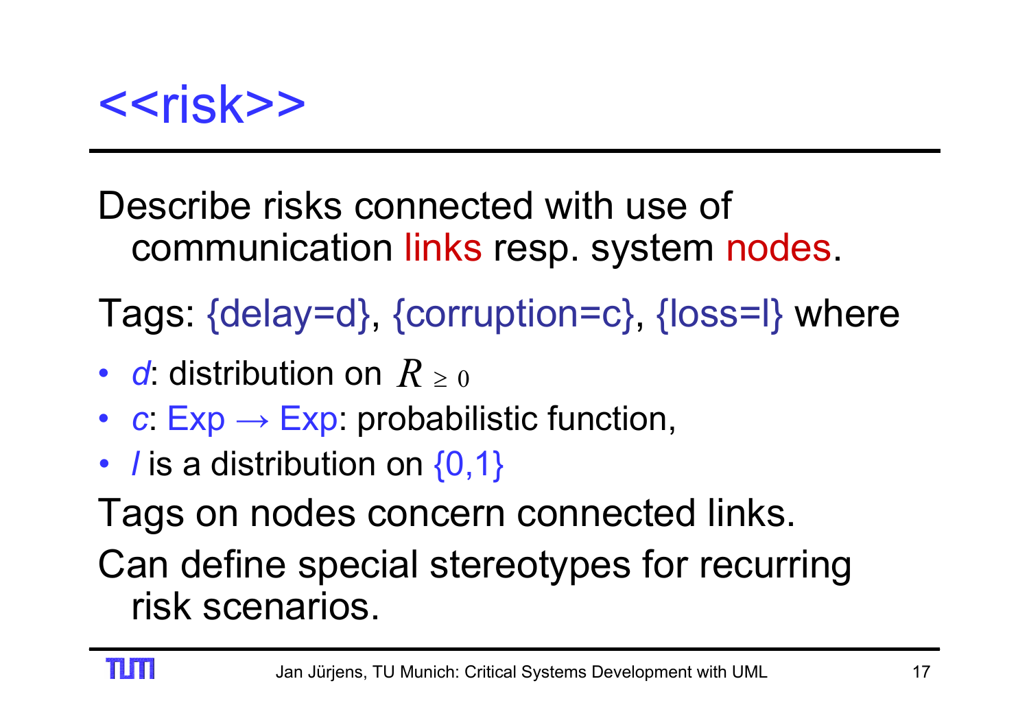# <<risk>>

Describe risks connected with use of communication links resp. system nodes.

Tags: {delay=d}, {corruption=c}, {loss=l} where

- *d*: distribution on $R_{\geq 0}$
- *c*: Exp $\rightarrow$ Exp: probabilistic function,
- *l* is a distribution on {0,1}

Tags on nodes concern connected links.

Can define special stereotypes for recurring risk scenarios.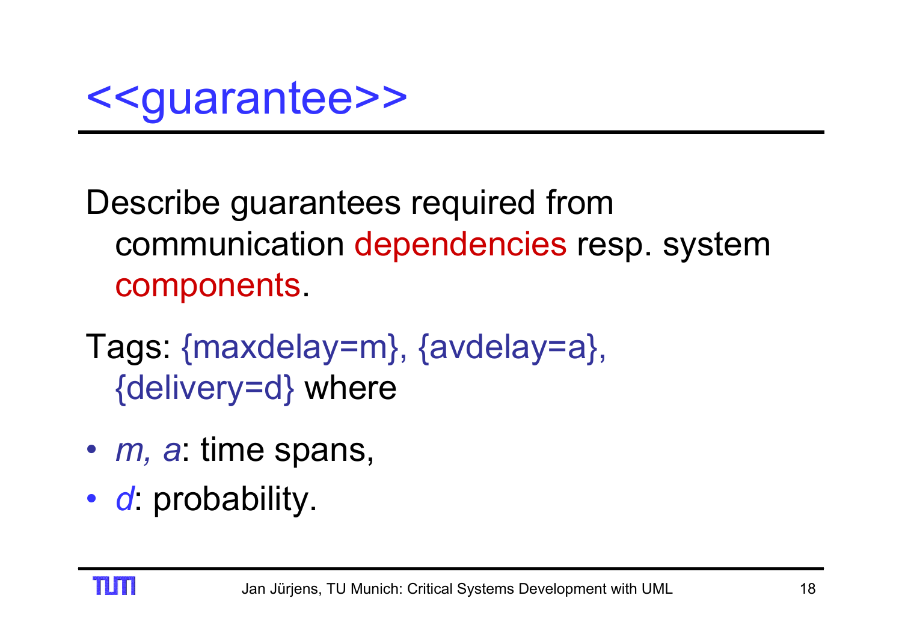# <<guarantee>>

Describe guarantees required from communication dependencies resp. system components.

Tags: {maxdelay=m}, {avdelay=a}, {delivery=d} where

- *m, a*: time spans,
- *d*: probability.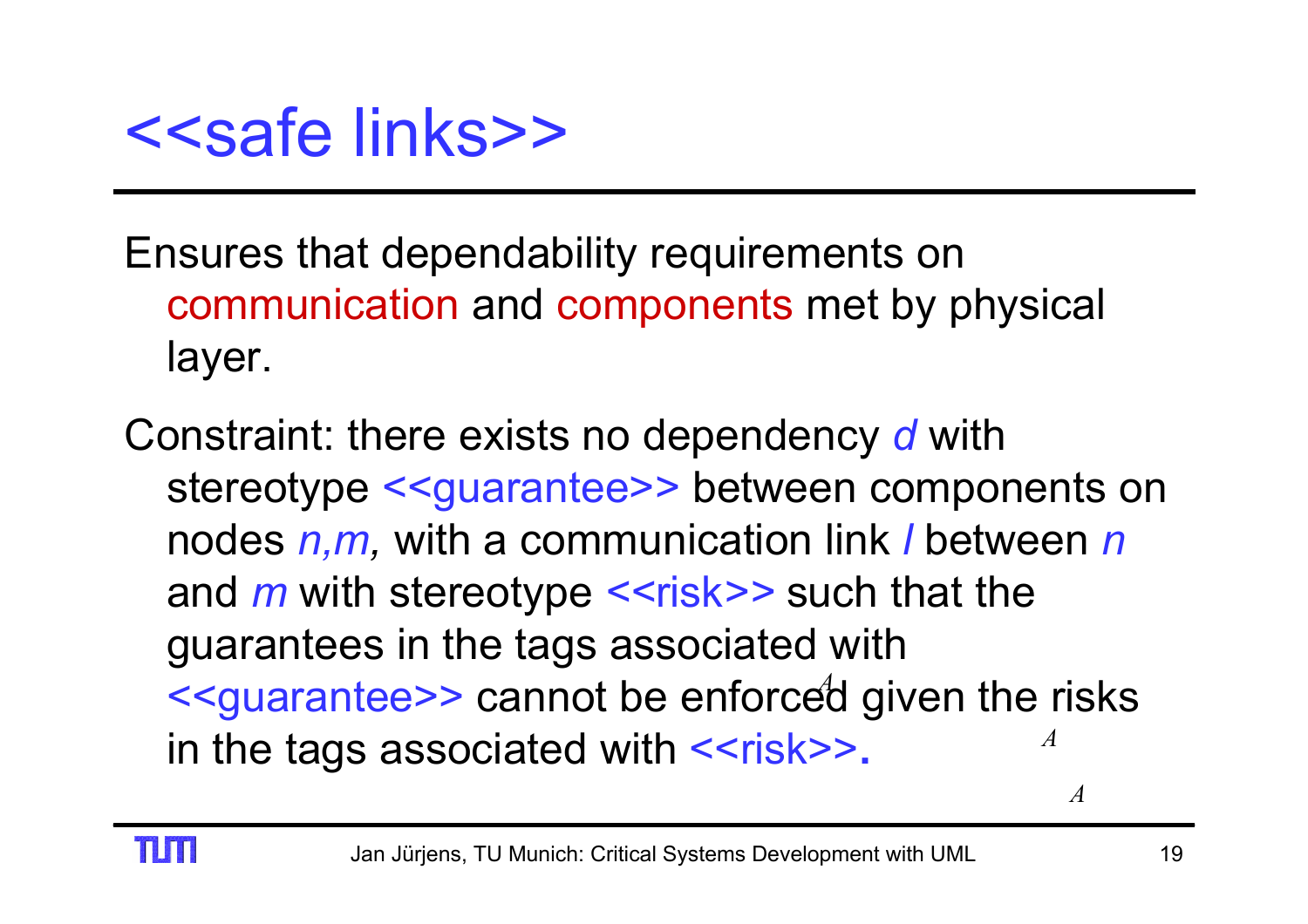# <<safe links>>

Ensures that dependability requirements on communication and components met by physical layer.

Constraint: there exists no dependency *d* with stereotype <<guarantee>> between components on nodes *n,m,* with a communication link *l* between *n* and *m* with stereotype <<risk>> such that the guarantees in the tags associated with <<guarantee>> cannot be enforced given the risks in the tags associated with <<risk>>.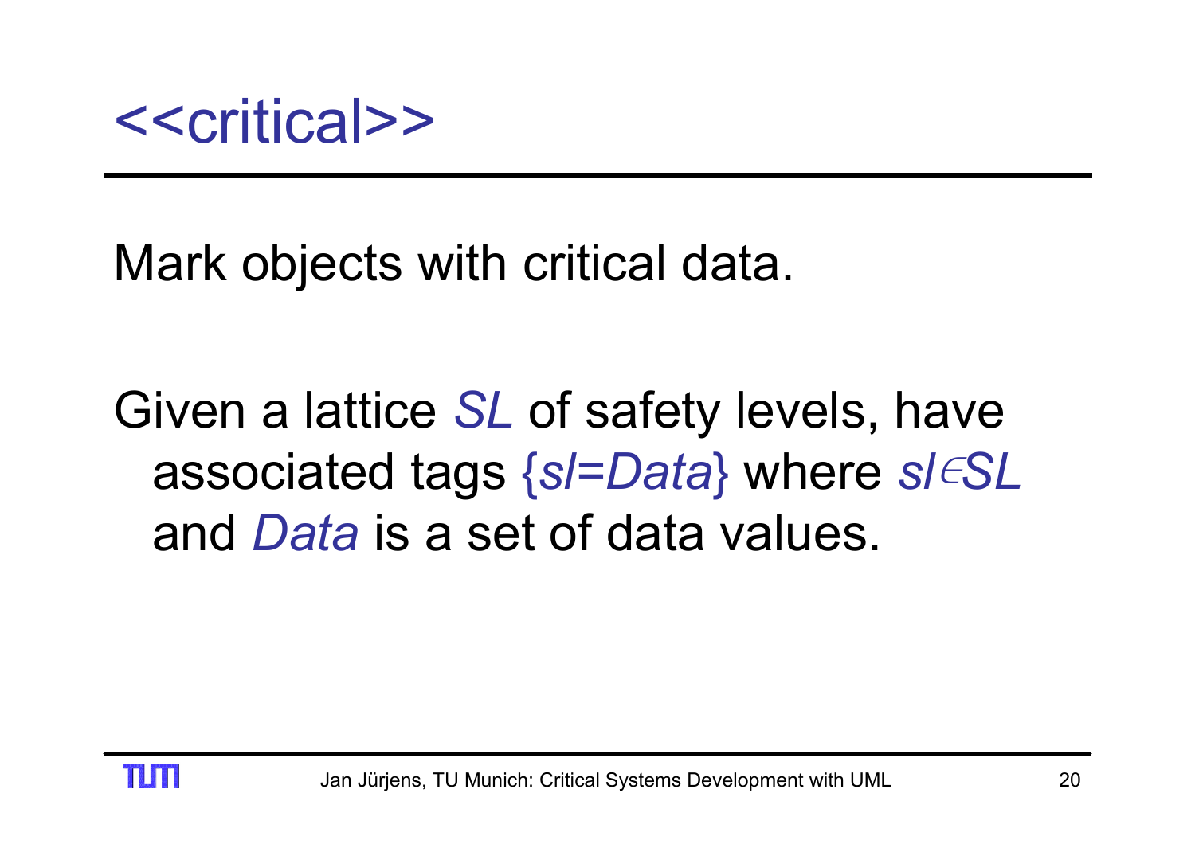# <<critical>>

Mark objects with critical data.

Given a lattice *SL* of safety levels, have associated tags {*sl*=*Data*} where $sl \in SL$ and *Data* is a set of data values.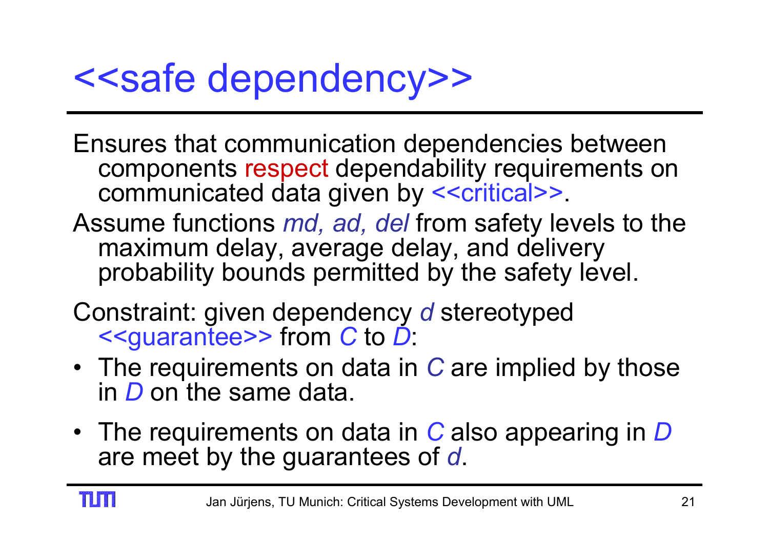# <<safe dependency>>

Ensures that communication dependencies between components respect dependability requirements on communicated data given by <<critical>>.

Assume functions *md, ad, del* from safety levels to the maximum delay, average delay, and delivery probability bounds permitted by the safety level.

Constraint: given dependency *d* stereotyped <<guarantee>> from *C* to *D*:

- The requirements on data in *C* are implied by those in *D* on the same data.
- The requirements on data in *C* also appearing in *D* are meet by the guarantees of *d*.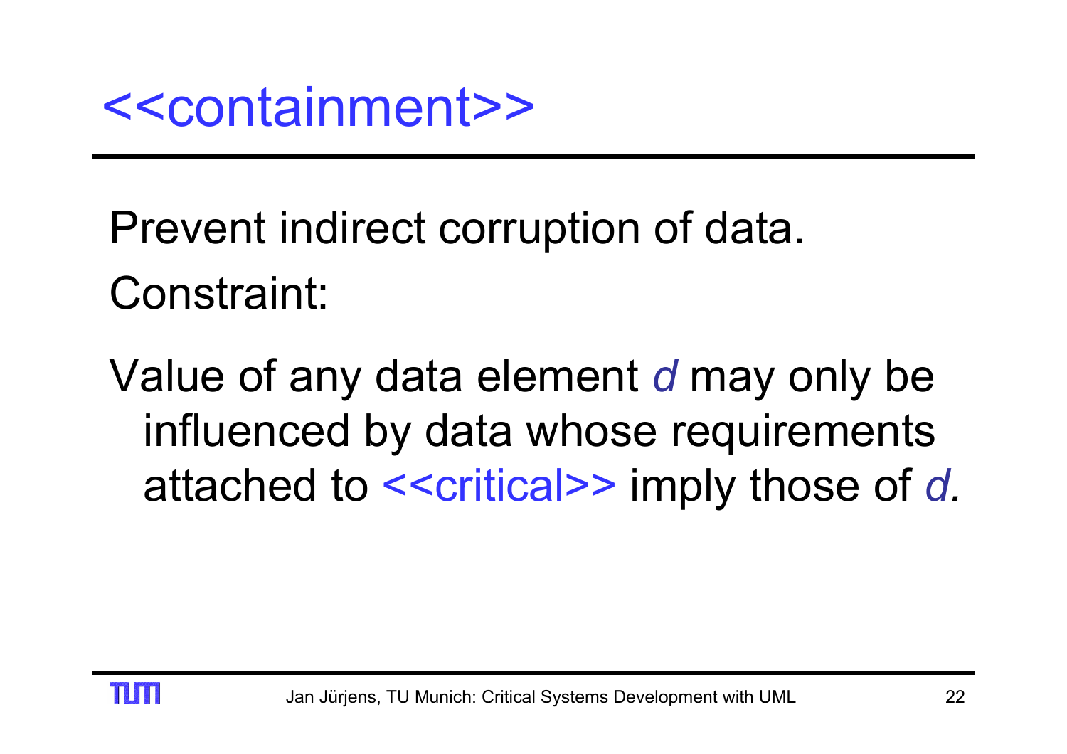# <<containment>>

Prevent indirect corruption of data.

Constraint:

Value of any data element *d* may only be influenced by data whose requirements attached to <<critical>> imply those of *d.*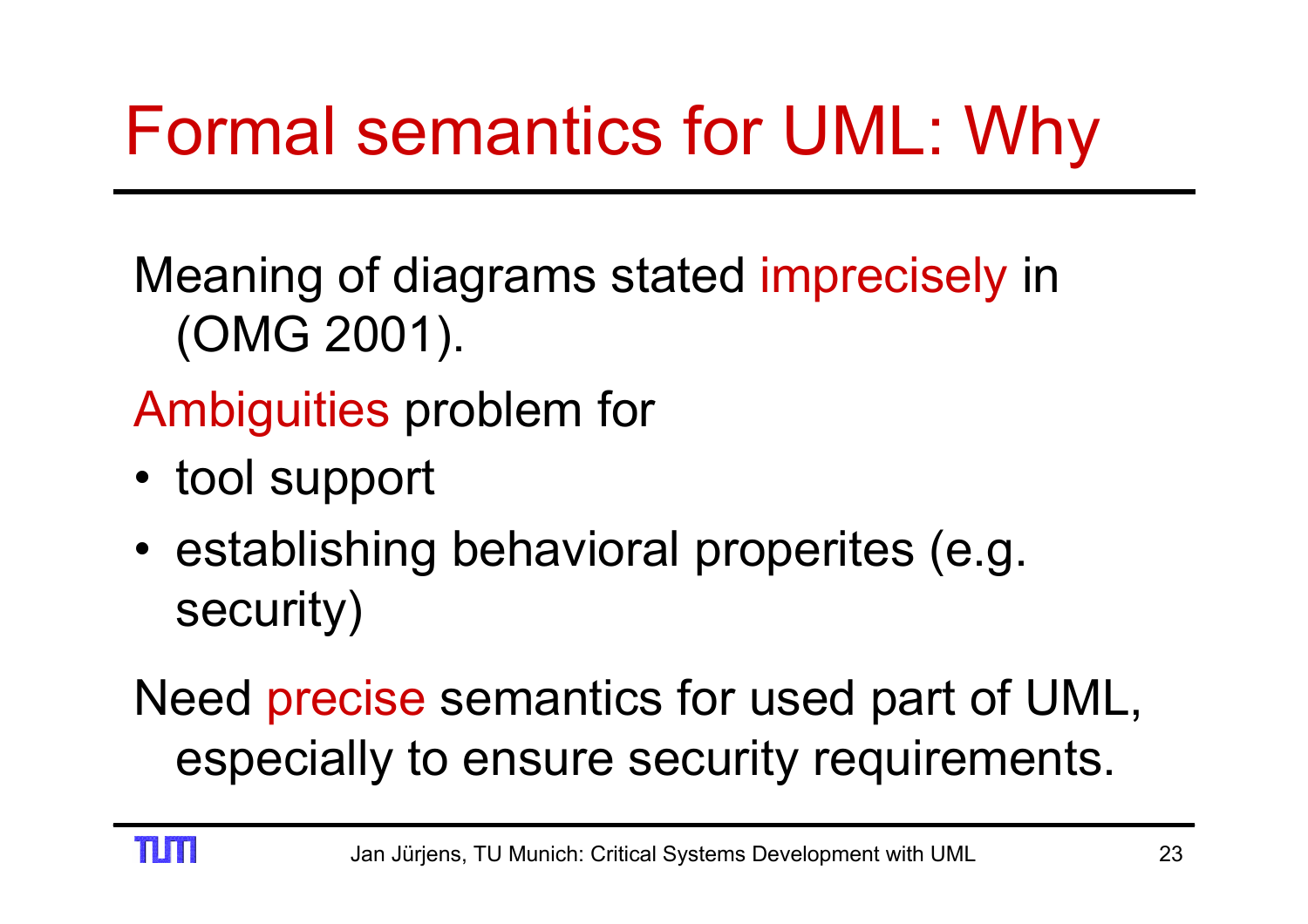# Formal semantics for UML: Why

Meaning of diagrams stated imprecisely in (OMG 2001).

Ambiguities problem for

- tool support
- establishing behavioral properites (e.g. security)

Need precise semantics for used part of UML, especially to ensure security requirements.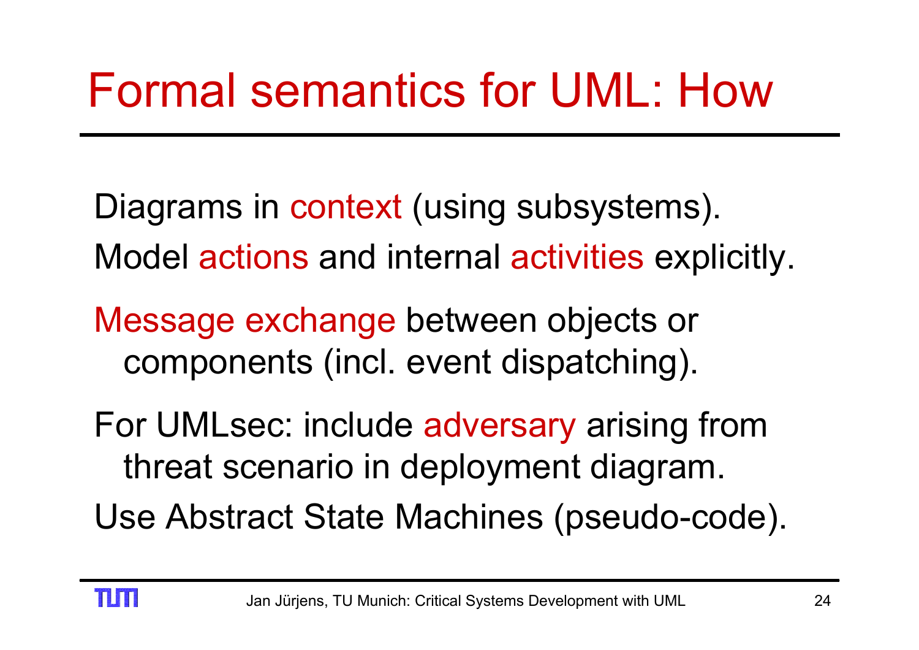# Formal semantics for UML: How

Diagrams in context (using subsystems).

Model actions and internal activities explicitly.

Message exchange between objects or components (incl. event dispatching).

For UMLsec: include adversary arising from threat scenario in deployment diagram.

Use Abstract State Machines (pseudo-code).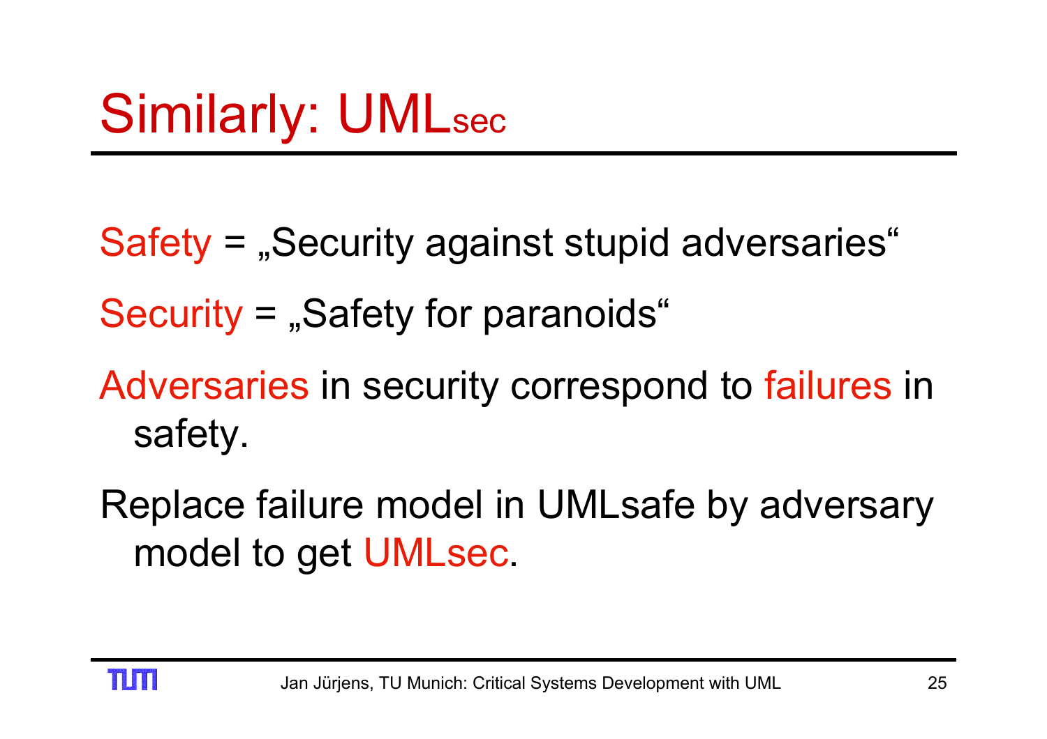# Similarly: UMLsec

Safety = „Security against stupid adversaries“

Security = „Safety for paranoids“

Adversaries in security correspond to failures in safety.

Replace failure model in UMLsafe by adversary model to get UMLsec.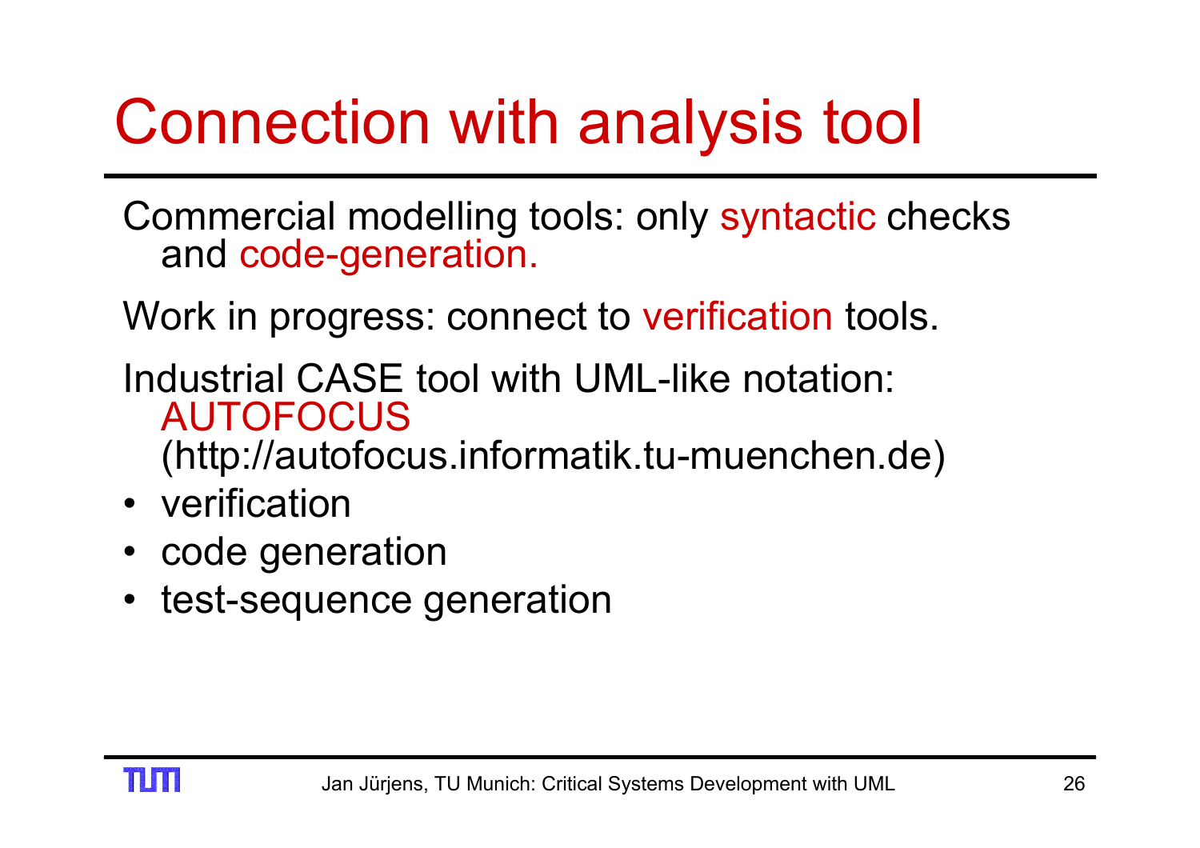# Connection with analysis tool

Commercial modelling tools: only syntactic checks and code-generation.

Work in progress: connect to verification tools.

Industrial CASE tool with UML-like notation: AUTOFOCUS (http://autofocus.informatik.tu-muenchen.de)

- verification
- code generation
- test-sequence generation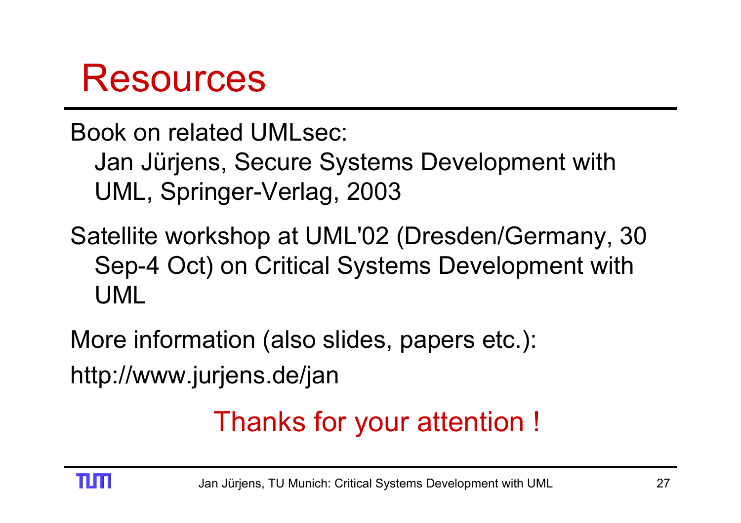# Resources

Book on related UMLsec:
Jan Jürjens, Secure Systems Development with UML, Springer-Verlag, 2003

Satellite workshop at UML'02 (Dresden/Germany, 30 Sep-4 Oct) on Critical Systems Development with UML

More information (also slides, papers etc.):

http://www.jurjens.de/jan

Thanks for your attention !